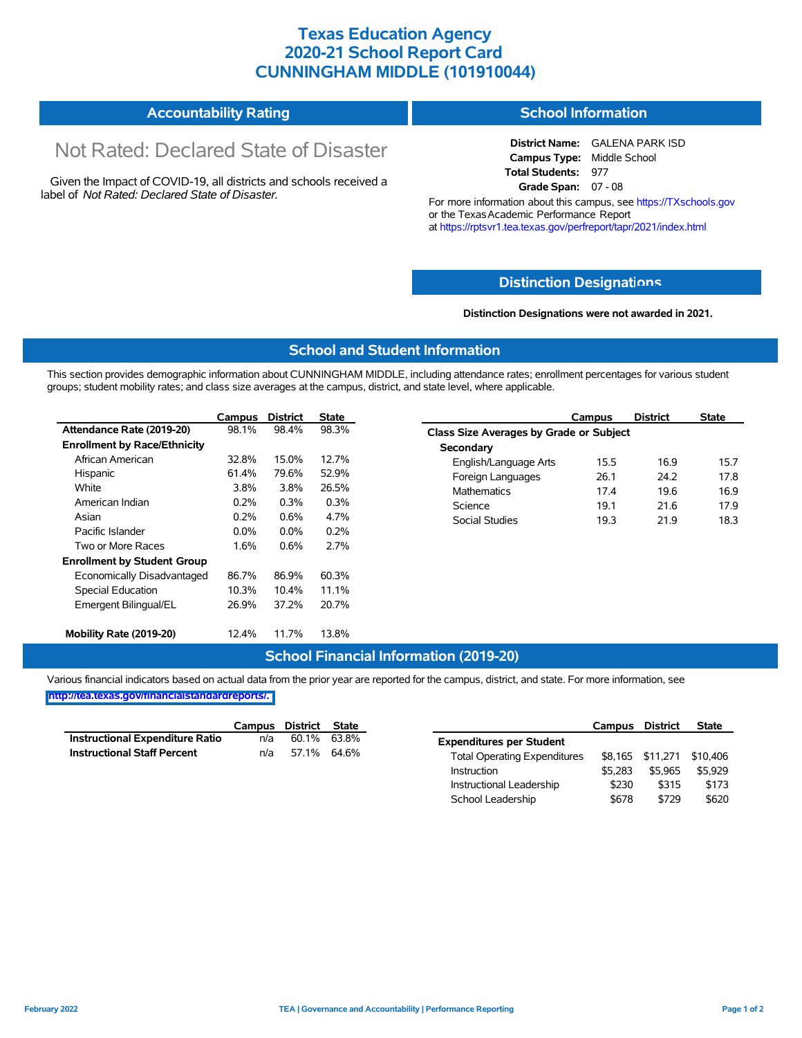# Texas Education Agency
# 2020-21 School Report Card
# CUNNINGHAM MIDDLE (101910044)

## Accountability Rating

Not Rated: Declared State of Disaster

Given the Impact of COVID-19, all districts and schools received a label of *Not Rated: Declared State of Disaster*.

## School Information

**District Name:** GALENA PARK ISD
**Campus Type:** Middle School
**Total Students:** 977
**Grade Span:** 07 - 08

For more information about this campus, see https://TXschools.gov or the Texas Academic Performance Report at https://rptsvr1.tea.texas.gov/perfreport/tapr/2021/index.html

## Distinction Designations

**Distinction Designations were not awarded in 2021.**

## School and Student Information

This section provides demographic information about CUNNINGHAM MIDDLE, including attendance rates; enrollment percentages for various student groups; student mobility rates; and class size averages at the campus, district, and state level, where applicable.

| | Campus | District | State |
|---|---|---|---|
| **Attendance Rate (2019-20)** | 98.1% | 98.4% | 98.3% |
| **Enrollment by Race/Ethnicity** | | | |
| African American | 32.8% | 15.0% | 12.7% |
| Hispanic | 61.4% | 79.6% | 52.9% |
| White | 3.8% | 3.8% | 26.5% |
| American Indian | 0.2% | 0.3% | 0.3% |
| Asian | 0.2% | 0.6% | 4.7% |
| Pacific Islander | 0.0% | 0.0% | 0.2% |
| Two or More Races | 1.6% | 0.6% | 2.7% |
| **Enrollment by Student Group** | | | |
| Economically Disadvantaged | 86.7% | 86.9% | 60.3% |
| Special Education | 10.3% | 10.4% | 11.1% |
| Emergent Bilingual/EL | 26.9% | 37.2% | 20.7% |
| **Mobility Rate (2019-20)** | 12.4% | 11.7% | 13.8% |

| | Campus | District | State |
|---|---|---|---|
| **Class Size Averages by Grade or Subject** | | | |
| **Secondary** | | | |
| English/Language Arts | 15.5 | 16.9 | 15.7 |
| Foreign Languages | 26.1 | 24.2 | 17.8 |
| Mathematics | 17.4 | 19.6 | 16.9 |
| Science | 19.1 | 21.6 | 17.9 |
| Social Studies | 19.3 | 21.9 | 18.3 |

## School Financial Information (2019-20)

Various financial indicators based on actual data from the prior year are reported for the campus, district, and state. For more information, see http://tea.texas.gov/financialstandardreports/.

| | Campus | District | State |
|---|---|---|---|
| **Instructional Expenditure Ratio** | n/a | 60.1% | 63.8% |
| **Instructional Staff Percent** | n/a | 57.1% | 64.6% |

| | Campus | District | State |
|---|---|---|---|
| **Expenditures per Student** | | | |
| Total Operating Expenditures | $8,165 | $11,271 | $10,406 |
| Instruction | $5,283 | $5,965 | $5,929 |
| Instructional Leadership | $230 | $315 | $173 |
| School Leadership | $678 | $729 | $620 |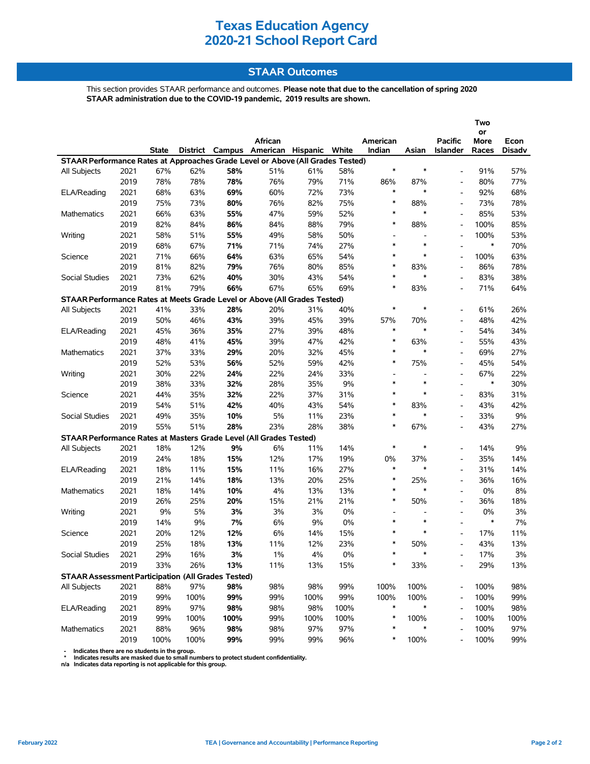# Texas Education Agency
# 2020-21 School Report Card

## STAAR Outcomes

This section provides STAAR performance and outcomes. **Please note that due to the cancellation of spring 2020 STAAR administration due to the COVID-19 pandemic, 2019 results are shown.**

| | | State | District | Campus | African American | Hispanic | White | American Indian | Asian | Pacific Islander | Two or More Races | Econ Disadv |
|---|---|---|---|---|---|---|---|---|---|---|---|---|
| **STAAR Performance Rates at Approaches Grade Level or Above (All Grades Tested)** | | | | | | | | | | | | |
| All Subjects | 2021 | 67% | 62% | **58%** | 51% | 61% | 58% | * | * | - | 91% | 57% |
| | 2019 | 78% | 78% | **78%** | 76% | 79% | 71% | 86% | 87% | - | 80% | 77% |
| ELA/Reading | 2021 | 68% | 63% | **69%** | 60% | 72% | 73% | * | * | - | 92% | 68% |
| | 2019 | 75% | 73% | **80%** | 76% | 82% | 75% | * | 88% | - | 73% | 78% |
| Mathematics | 2021 | 66% | 63% | **55%** | 47% | 59% | 52% | * | * | - | 85% | 53% |
| | 2019 | 82% | 84% | **86%** | 84% | 88% | 79% | * | 88% | - | 100% | 85% |
| Writing | 2021 | 58% | 51% | **55%** | 49% | 58% | 50% | - | - | - | 100% | 53% |
| | 2019 | 68% | 67% | **71%** | 71% | 74% | 27% | * | * | - | * | 70% |
| Science | 2021 | 71% | 66% | **64%** | 63% | 65% | 54% | * | * | - | 100% | 63% |
| | 2019 | 81% | 82% | **79%** | 76% | 80% | 85% | * | 83% | - | 86% | 78% |
| Social Studies | 2021 | 73% | 62% | **40%** | 30% | 43% | 54% | * | * | - | 83% | 38% |
| | 2019 | 81% | 79% | **66%** | 67% | 65% | 69% | * | 83% | - | 71% | 64% |
| **STAAR Performance Rates at Meets Grade Level or Above (All Grades Tested)** | | | | | | | | | | | | |
| All Subjects | 2021 | 41% | 33% | **28%** | 20% | 31% | 40% | * | * | - | 61% | 26% |
| | 2019 | 50% | 46% | **43%** | 39% | 45% | 39% | 57% | 70% | - | 48% | 42% |
| ELA/Reading | 2021 | 45% | 36% | **35%** | 27% | 39% | 48% | * | * | - | 54% | 34% |
| | 2019 | 48% | 41% | **45%** | 39% | 47% | 42% | * | 63% | - | 55% | 43% |
| Mathematics | 2021 | 37% | 33% | **29%** | 20% | 32% | 45% | * | * | - | 69% | 27% |
| | 2019 | 52% | 53% | **56%** | 52% | 59% | 42% | * | 75% | - | 45% | 54% |
| Writing | 2021 | 30% | 22% | **24%** | 22% | 24% | 33% | - | - | - | 67% | 22% |
| | 2019 | 38% | 33% | **32%** | 28% | 35% | 9% | * | * | - | * | 30% |
| Science | 2021 | 44% | 35% | **32%** | 22% | 37% | 31% | * | * | - | 83% | 31% |
| | 2019 | 54% | 51% | **42%** | 40% | 43% | 54% | * | 83% | - | 43% | 42% |
| Social Studies | 2021 | 49% | 35% | **10%** | 5% | 11% | 23% | * | * | - | 33% | 9% |
| | 2019 | 55% | 51% | **28%** | 23% | 28% | 38% | * | 67% | - | 43% | 27% |
| **STAAR Performance Rates at Masters Grade Level (All Grades Tested)** | | | | | | | | | | | | |
| All Subjects | 2021 | 18% | 12% | **9%** | 6% | 11% | 14% | * | * | - | 14% | 9% |
| | 2019 | 24% | 18% | **15%** | 12% | 17% | 19% | 0% | 37% | - | 35% | 14% |
| ELA/Reading | 2021 | 18% | 11% | **15%** | 11% | 16% | 27% | * | * | - | 31% | 14% |
| | 2019 | 21% | 14% | **18%** | 13% | 20% | 25% | * | 25% | - | 36% | 16% |
| Mathematics | 2021 | 18% | 14% | **10%** | 4% | 13% | 13% | * | * | - | 0% | 8% |
| | 2019 | 26% | 25% | **20%** | 15% | 21% | 21% | * | 50% | - | 36% | 18% |
| Writing | 2021 | 9% | 5% | **3%** | 3% | 3% | 0% | - | - | - | 0% | 3% |
| | 2019 | 14% | 9% | **7%** | 6% | 9% | 0% | * | * | - | * | 7% |
| Science | 2021 | 20% | 12% | **12%** | 6% | 14% | 15% | * | * | - | 17% | 11% |
| | 2019 | 25% | 18% | **13%** | 11% | 12% | 23% | * | 50% | - | 43% | 13% |
| Social Studies | 2021 | 29% | 16% | **3%** | 1% | 4% | 0% | * | * | - | 17% | 3% |
| | 2019 | 33% | 26% | **13%** | 11% | 13% | 15% | * | 33% | - | 29% | 13% |
| **STAAR Assessment Participation (All Grades Tested)** | | | | | | | | | | | | |
| All Subjects | 2021 | 88% | 97% | **98%** | 98% | 98% | 99% | 100% | 100% | - | 100% | 98% |
| | 2019 | 99% | 100% | **99%** | 99% | 100% | 99% | 100% | 100% | - | 100% | 99% |
| ELA/Reading | 2021 | 89% | 97% | **98%** | 98% | 98% | 100% | * | * | - | 100% | 98% |
| | 2019 | 99% | 100% | **100%** | 99% | 100% | 100% | * | 100% | - | 100% | 100% |
| Mathematics | 2021 | 88% | 96% | **98%** | 98% | 97% | 97% | * | * | - | 100% | 97% |
| | 2019 | 100% | 100% | **99%** | 99% | 99% | 96% | * | 100% | - | 100% | 99% |

- Indicates there are no students in the group.
* Indicates results are masked due to small numbers to protect student confidentiality.
n/a Indicates data reporting is not applicable for this group.